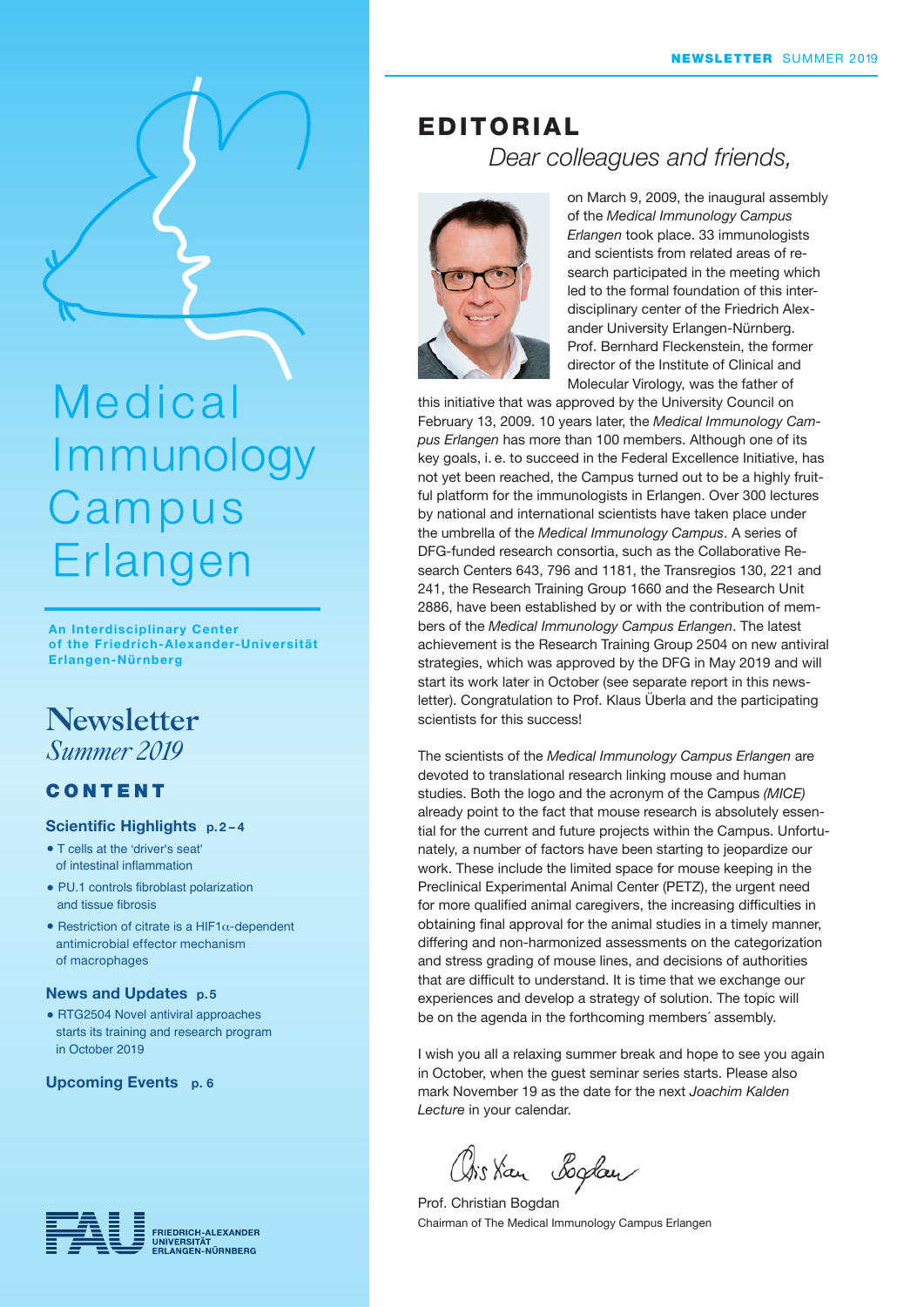# Medical Immunology Campus Erlangen

**An Interdisciplinary Center of the Friedrich-Alexander-Universität Erlangen-Nürnberg**

## Newsletter
*Summer 2019*

### CONTENT

**Scientific Highlights p. 2 – 4**

- T cells at the 'driver's seat' of intestinal inflammation
- PU.1 controls fibroblast polarization and tissue fibrosis
- Restriction of citrate is a HIF1α-dependent antimicrobial effector mechanism of macrophages

**News and Updates p. 5**

- RTG2504 Novel antiviral approaches starts its training and research program in October 2019

**Upcoming Events p. 6**

FRIEDRICH-ALEXANDER UNIVERSITÄT ERLANGEN-NÜRNBERG

## EDITORIAL

*Dear colleagues and friends,*

on March 9, 2009, the inaugural assembly of the *Medical Immunology Campus Erlangen* took place. 33 immunologists and scientists from related areas of research participated in the meeting which led to the formal foundation of this interdisciplinary center of the Friedrich Alexander University Erlangen-Nürnberg. Prof. Bernhard Fleckenstein, the former director of the Institute of Clinical and Molecular Virology, was the father of this initiative that was approved by the University Council on February 13, 2009. 10 years later, the *Medical Immunology Campus Erlangen* has more than 100 members. Although one of its key goals, i. e. to succeed in the Federal Excellence Initiative, has not yet been reached, the Campus turned out to be a highly fruitful platform for the immunologists in Erlangen. Over 300 lectures by national and international scientists have taken place under the umbrella of the *Medical Immunology Campus*. A series of DFG-funded research consortia, such as the Collaborative Research Centers 643, 796 and 1181, the Transregios 130, 221 and 241, the Research Training Group 1660 and the Research Unit 2886, have been established by or with the contribution of members of the *Medical Immunology Campus Erlangen*. The latest achievement is the Research Training Group 2504 on new antiviral strategies, which was approved by the DFG in May 2019 and will start its work later in October (see separate report in this newsletter). Congratulation to Prof. Klaus Überla and the participating scientists for this success!

The scientists of the *Medical Immunology Campus Erlangen* are devoted to translational research linking mouse and human studies. Both the logo and the acronym of the Campus *(MICE)* already point to the fact that mouse research is absolutely essential for the current and future projects within the Campus. Unfortunately, a number of factors have been starting to jeopardize our work. These include the limited space for mouse keeping in the Preclinical Experimental Animal Center (PETZ), the urgent need for more qualified animal caregivers, the increasing difficulties in obtaining final approval for the animal studies in a timely manner, differing and non-harmonized assessments on the categorization and stress grading of mouse lines, and decisions of authorities that are difficult to understand. It is time that we exchange our experiences and develop a strategy of solution. The topic will be on the agenda in the forthcoming members´ assembly.

I wish you all a relaxing summer break and hope to see you again in October, when the guest seminar series starts. Please also mark November 19 as the date for the next *Joachim Kalden Lecture* in your calendar.

Prof. Christian Bogdan
Chairman of The Medical Immunology Campus Erlangen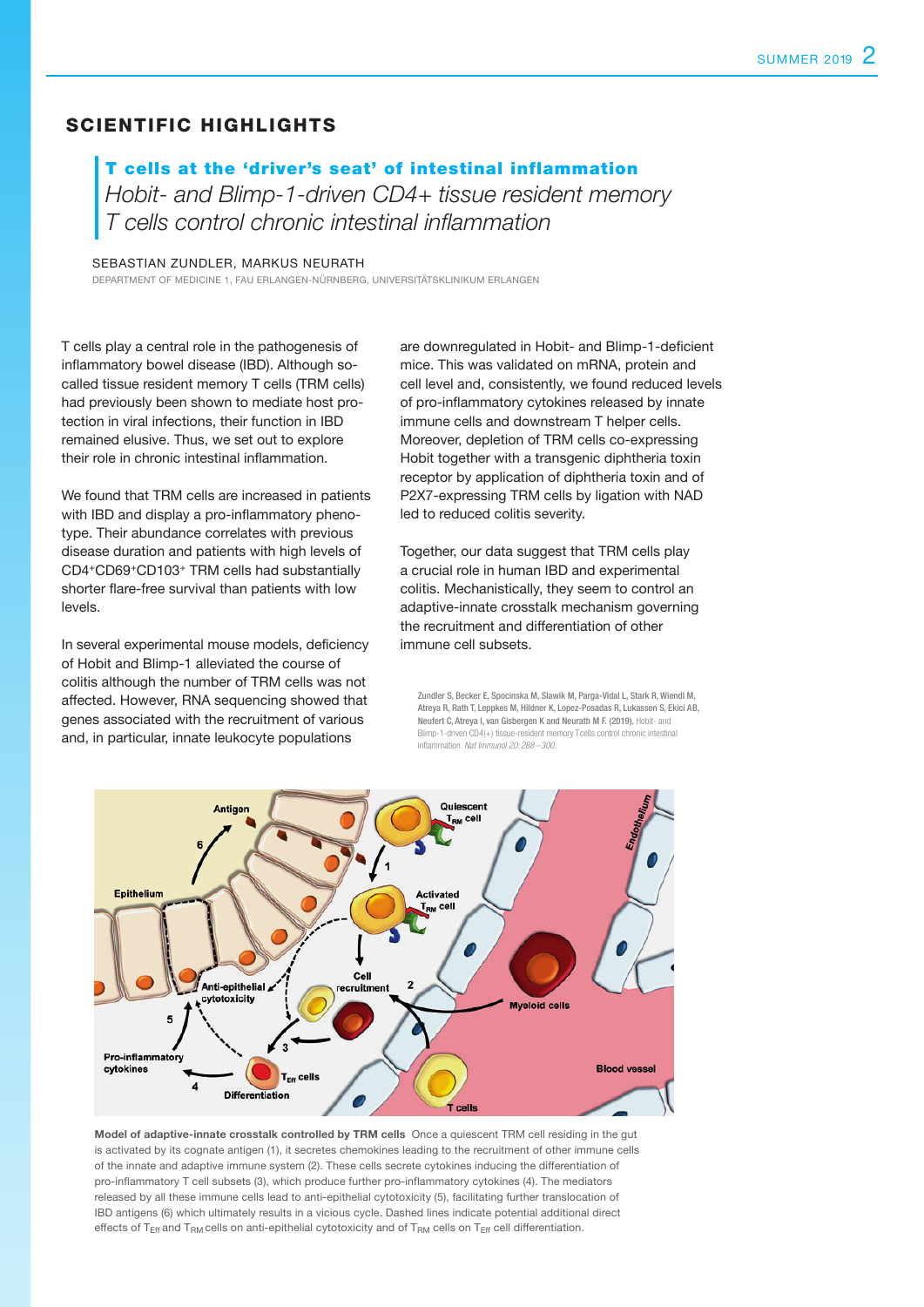## SCIENTIFIC HIGHLIGHTS

### T cells at the 'driver's seat' of intestinal inflammation

*Hobit- and Blimp-1-driven CD4+ tissue resident memory T cells control chronic intestinal inflammation*

SEBASTIAN ZUNDLER, MARKUS NEURATH

DEPARTMENT OF MEDICINE 1, FAU ERLANGEN-NÜRNBERG, UNIVERSITÄTSKLINIKUM ERLANGEN

T cells play a central role in the pathogenesis of inflammatory bowel disease (IBD). Although so-called tissue resident memory T cells (TRM cells) had previously been shown to mediate host protection in viral infections, their function in IBD remained elusive. Thus, we set out to explore their role in chronic intestinal inflammation.

We found that TRM cells are increased in patients with IBD and display a pro-inflammatory phenotype. Their abundance correlates with previous disease duration and patients with high levels of $CD4^{+}CD69^{+}CD103^{+}$ TRM cells had substantially shorter flare-free survival than patients with low levels.

In several experimental mouse models, deficiency of Hobit and Blimp-1 alleviated the course of colitis although the number of TRM cells was not affected. However, RNA sequencing showed that genes associated with the recruitment of various and, in particular, innate leukocyte populations are downregulated in Hobit- and Blimp-1-deficient mice. This was validated on mRNA, protein and cell level and, consistently, we found reduced levels of pro-inflammatory cytokines released by innate immune cells and downstream T helper cells. Moreover, depletion of TRM cells co-expressing Hobit together with a transgenic diphtheria toxin receptor by application of diphtheria toxin and of P2X7-expressing TRM cells by ligation with NAD led to reduced colitis severity.

Together, our data suggest that TRM cells play a crucial role in human IBD and experimental colitis. Mechanistically, they seem to control an adaptive-innate crosstalk mechanism governing the recruitment and differentiation of other immune cell subsets.

Zundler S, Becker E, Spocinska M, Slawik M, Parga-Vidal L, Stark R, Wiendl M, Atreya R, Rath T, Leppkes M, Hildner K, Lopez-Posadas R, Lukassen S, Ekici AB, Neufert C, Atreya I, van Gisbergen K and Neurath M F. (2019). Hobit- and Blimp-1-driven CD4(+) tissue-resident memory T cells control chronic intestinal inflammation. *Nat Immunol 20: 288–300.*

**Model of adaptive-innate crosstalk controlled by TRM cells** Once a quiescent TRM cell residing in the gut is activated by its cognate antigen (1), it secretes chemokines leading to the recruitment of other immune cells of the innate and adaptive immune system (2). These cells secrete cytokines inducing the differentiation of pro-inflammatory T cell subsets (3), which produce further pro-inflammatory cytokines (4). The mediators released by all these immune cells lead to anti-epithelial cytotoxicity (5), facilitating further translocation of IBD antigens (6) which ultimately results in a vicious cycle. Dashed lines indicate potential additional direct effects of $T_{Eff}$ and $T_{RM}$ cells on anti-epithelial cytotoxicity and of $T_{RM}$ cells on $T_{Eff}$ cell differentiation.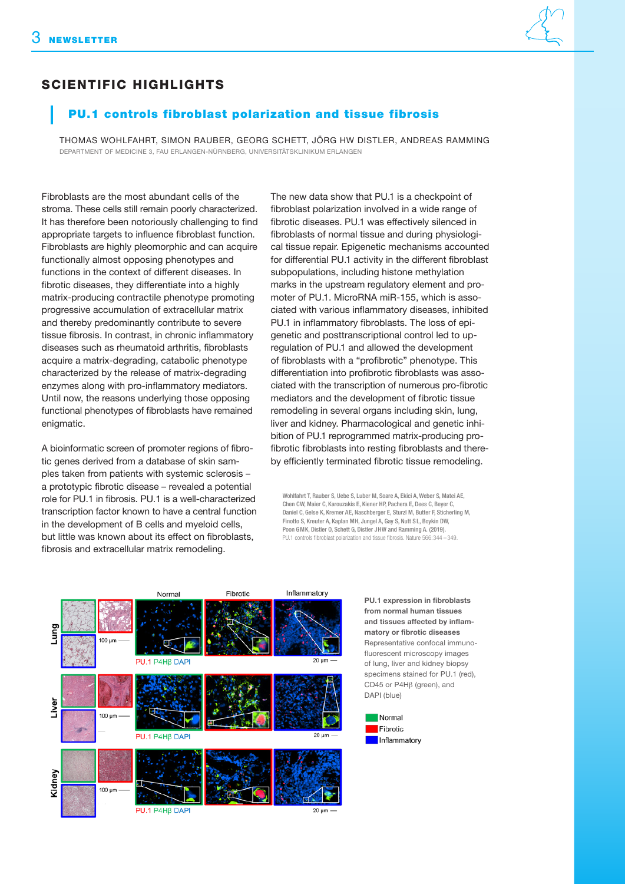## SCIENTIFIC HIGHLIGHTS

### PU.1 controls fibroblast polarization and tissue fibrosis

THOMAS WOHLFAHRT, SIMON RAUBER, GEORG SCHETT, JÖRG HW DISTLER, ANDREAS RAMMING
DEPARTMENT OF MEDICINE 3, FAU ERLANGEN-NÜRNBERG, UNIVERSITÄTSKLINIKUM ERLANGEN

Fibroblasts are the most abundant cells of the stroma. These cells still remain poorly characterized. It has therefore been notoriously challenging to find appropriate targets to influence fibroblast function. Fibroblasts are highly pleomorphic and can acquire functionally almost opposing phenotypes and functions in the context of different diseases. In fibrotic diseases, they differentiate into a highly matrix-producing contractile phenotype promoting progressive accumulation of extracellular matrix and thereby predominantly contribute to severe tissue fibrosis. In contrast, in chronic inflammatory diseases such as rheumatoid arthritis, fibroblasts acquire a matrix-degrading, catabolic phenotype characterized by the release of matrix-degrading enzymes along with pro-inflammatory mediators. Until now, the reasons underlying those opposing functional phenotypes of fibroblasts have remained enigmatic.

A bioinformatic screen of promoter regions of fibrotic genes derived from a database of skin samples taken from patients with systemic sclerosis – a prototypic fibrotic disease – revealed a potential role for PU.1 in fibrosis. PU.1 is a well-characterized transcription factor known to have a central function in the development of B cells and myeloid cells, but little was known about its effect on fibroblasts, fibrosis and extracellular matrix remodeling.

The new data show that PU.1 is a checkpoint of fibroblast polarization involved in a wide range of fibrotic diseases. PU.1 was effectively silenced in fibroblasts of normal tissue and during physiological tissue repair. Epigenetic mechanisms accounted for differential PU.1 activity in the different fibroblast subpopulations, including histone methylation marks in the upstream regulatory element and promoter of PU.1. MicroRNA miR-155, which is associated with various inflammatory diseases, inhibited PU.1 in inflammatory fibroblasts. The loss of epigenetic and posttranscriptional control led to upregulation of PU.1 and allowed the development of fibroblasts with a "profibrotic" phenotype. This differentiation into profibrotic fibroblasts was associated with the transcription of numerous pro-fibrotic mediators and the development of fibrotic tissue remodeling in several organs including skin, lung, liver and kidney. Pharmacological and genetic inhibition of PU.1 reprogrammed matrix-producing profibrotic fibroblasts into resting fibroblasts and thereby efficiently terminated fibrotic tissue remodeling.

Wohlfahrt T, Rauber S, Uebe S, Luber M, Soare A, Ekici A, Weber S, Matei AE, Chen CW, Maier C, Karouzakis E, Kiener HP, Pachera E, Dees C, Beyer C, Daniel C, Gelse K, Kremer AE, Naschberger E, Sturzl M, Butter F, Sticherling M, Finotto S, Kreuter A, Kaplan MH, Jungel A, Gay S, Nutt SL, Boykin DW, Poon GMK, Distler O, Schett G, Distler JHW and Ramming A. (2019).
PU.1 controls fibroblast polarization and tissue fibrosis. Nature 566:344 – 349.

**PU.1 expression in fibroblasts from normal human tissues and tissues affected by inflammatory or fibrotic diseases**
Representative confocal immunofluorescent microscopy images of lung, liver and kidney biopsy specimens stained for PU.1 (red), CD45 or P4Hβ (green), and DAPI (blue)

- Normal
- Fibrotic
- Inflammatory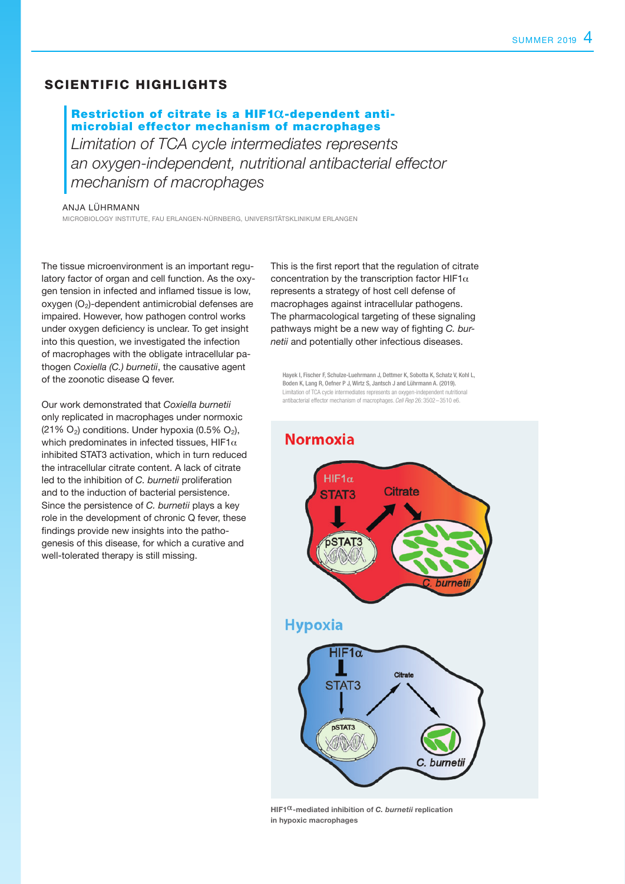## SCIENTIFIC HIGHLIGHTS

### Restriction of citrate is a HIF1α-dependent antimicrobial effector mechanism of macrophages

*Limitation of TCA cycle intermediates represents an oxygen-independent, nutritional antibacterial effector mechanism of macrophages*

ANJA LÜHRMANN

MICROBIOLOGY INSTITUTE, FAU ERLANGEN-NÜRNBERG, UNIVERSITÄTSKLINIKUM ERLANGEN

The tissue microenvironment is an important regulatory factor of organ and cell function. As the oxygen tension in infected and inflamed tissue is low, oxygen ($O_2$)-dependent antimicrobial defenses are impaired. However, how pathogen control works under oxygen deficiency is unclear. To get insight into this question, we investigated the infection of macrophages with the obligate intracellular pathogen *Coxiella (C.) burnetii*, the causative agent of the zoonotic disease Q fever.

Our work demonstrated that *Coxiella burnetii* only replicated in macrophages under normoxic (21% $O_2$) conditions. Under hypoxia (0.5% $O_2$), which predominates in infected tissues, HIF1α inhibited STAT3 activation, which in turn reduced the intracellular citrate content. A lack of citrate led to the inhibition of *C. burnetii* proliferation and to the induction of bacterial persistence. Since the persistence of *C. burnetii* plays a key role in the development of chronic Q fever, these findings provide new insights into the pathogenesis of this disease, for which a curative and well-tolerated therapy is still missing.

This is the first report that the regulation of citrate concentration by the transcription factor HIF1α represents a strategy of host cell defense of macrophages against intracellular pathogens. The pharmacological targeting of these signaling pathways might be a new way of fighting *C. burnetii* and potentially other infectious diseases.

Hayek I, Fischer F, Schulze-Luehrmann J, Dettmer K, Sobotta K, Schatz V, Kohl L, Boden K, Lang R, Oefner P J, Wirtz S, Jantsch J and Lührmann A. (2019). Limitation of TCA cycle intermediates represents an oxygen-independent nutritional antibacterial effector mechanism of macrophages. *Cell Rep* 26: 3502–3510 e6.

**HIF1α-mediated inhibition of *C. burnetii* replication in hypoxic macrophages**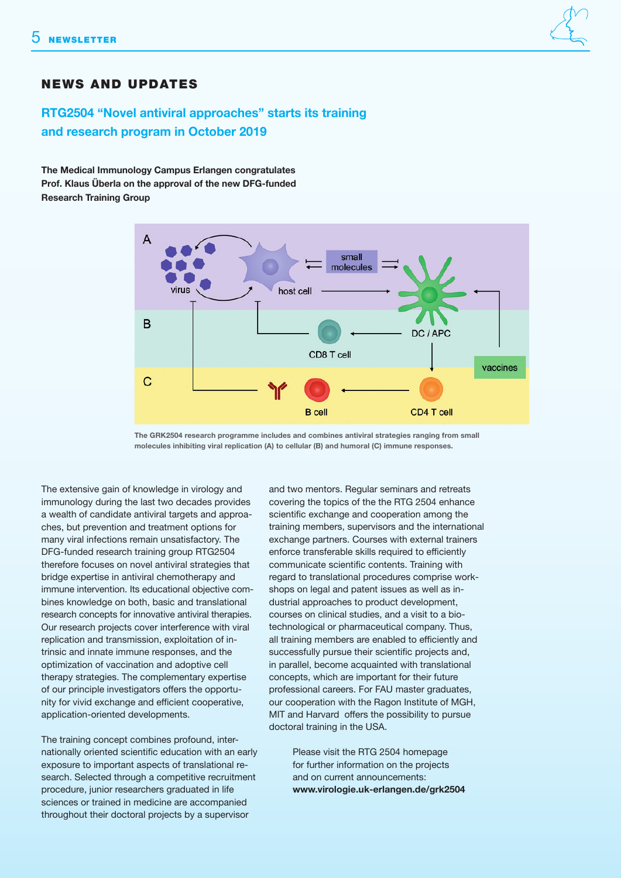## NEWS AND UPDATES

### RTG2504 “Novel antiviral approaches” starts its training and research program in October 2019

**The Medical Immunology Campus Erlangen congratulates Prof. Klaus Überla on the approval of the new DFG-funded Research Training Group**

The GRK2504 research programme includes and combines antiviral strategies ranging from small molecules inhibiting viral replication (A) to cellular (B) and humoral (C) immune responses.

The extensive gain of knowledge in virology and immunology during the last two decades provides a wealth of candidate antiviral targets and approaches, but prevention and treatment options for many viral infections remain unsatisfactory. The DFG-funded research training group RTG2504 therefore focuses on novel antiviral strategies that bridge expertise in antiviral chemotherapy and immune intervention. Its educational objective combines knowledge on both, basic and translational research concepts for innovative antiviral therapies. Our research projects cover interference with viral replication and transmission, exploitation of intrinsic and innate immune responses, and the optimization of vaccination and adoptive cell therapy strategies. The complementary expertise of our principle investigators offers the opportunity for vivid exchange and efficient cooperative, application-oriented developments.

The training concept combines profound, internationally oriented scientific education with an early exposure to important aspects of translational research. Selected through a competitive recruitment procedure, junior researchers graduated in life sciences or trained in medicine are accompanied throughout their doctoral projects by a supervisor and two mentors. Regular seminars and retreats covering the topics of the the RTG 2504 enhance scientific exchange and cooperation among the training members, supervisors and the international exchange partners. Courses with external trainers enforce transferable skills required to efficiently communicate scientific contents. Training with regard to translational procedures comprise workshops on legal and patent issues as well as industrial approaches to product development, courses on clinical studies, and a visit to a biotechnological or pharmaceutical company. Thus, all training members are enabled to efficiently and successfully pursue their scientific projects and, in parallel, become acquainted with translational concepts, which are important for their future professional careers. For FAU master graduates, our cooperation with the Ragon Institute of MGH, MIT and Harvard offers the possibility to pursue doctoral training in the USA.

Please visit the RTG 2504 homepage for further information on the projects and on current announcements:
**www.virologie.uk-erlangen.de/grk2504**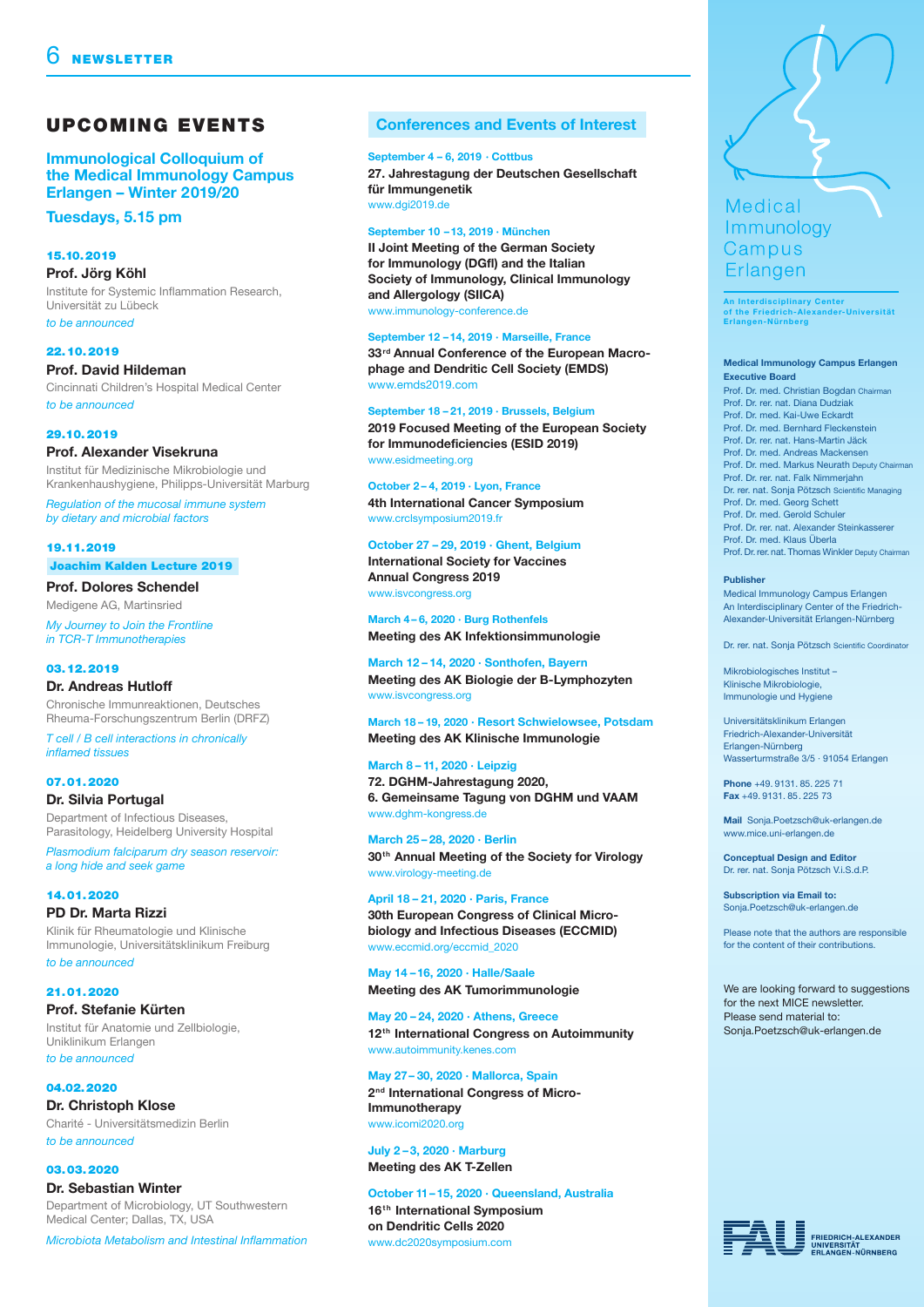# UPCOMING EVENTS

## Immunological Colloquium of the Medical Immunology Campus Erlangen – Winter 2019/20

**Tuesdays, 5.15 pm**

**15.10.2019**
**Prof. Jörg Köhl**
Institute for Systemic Inflammation Research, Universität zu Lübeck
*to be announced*

**22.10.2019**
**Prof. David Hildeman**
Cincinnati Children's Hospital Medical Center
*to be announced*

**29.10.2019**
**Prof. Alexander Visekruna**
Institut für Medizinische Mikrobiologie und Krankenhaushygiene, Philipps-Universität Marburg
*Regulation of the mucosal immune system by dietary and microbial factors*

**19.11.2019**
**Joachim Kalden Lecture 2019**
**Prof. Dolores Schendel**
Medigene AG, Martinsried
*My Journey to Join the Frontline in TCR-T Immunotherapies*

**03.12.2019**
**Dr. Andreas Hutloff**
Chronische Immunreaktionen, Deutsches Rheuma-Forschungszentrum Berlin (DRFZ)
*T cell / B cell interactions in chronically inflamed tissues*

**07.01.2020**
**Dr. Silvia Portugal**
Department of Infectious Diseases, Parasitology, Heidelberg University Hospital
*Plasmodium falciparum dry season reservoir: a long hide and seek game*

**14.01.2020**
**PD Dr. Marta Rizzi**
Klinik für Rheumatologie und Klinische Immunologie, Universitätsklinikum Freiburg
*to be announced*

**21.01.2020**
**Prof. Stefanie Kürten**
Institut für Anatomie und Zellbiologie, Uniklinikum Erlangen
*to be announced*

**04.02.2020**
**Dr. Christoph Klose**
Charité - Universitätsmedizin Berlin
*to be announced*

**03.03.2020**
**Dr. Sebastian Winter**
Department of Microbiology, UT Southwestern Medical Center; Dallas, TX, USA
*Microbiota Metabolism and Intestinal Inflammation*

## Conferences and Events of Interest

**September 4 – 6, 2019 · Cottbus**
**27. Jahrestagung der Deutschen Gesellschaft für Immungenetik**
www.dgi2019.de

**September 10 – 13, 2019 · München**
**II Joint Meeting of the German Society for Immunology (DGfI) and the Italian Society of Immunology, Clinical Immunology and Allergology (SIICA)**
www.immunology-conference.de

**September 12 – 14, 2019 · Marseille, France**
**33rd Annual Conference of the European Macrophage and Dendritic Cell Society (EMDS)**
www.emds2019.com

**September 18 – 21, 2019 · Brussels, Belgium**
**2019 Focused Meeting of the European Society for Immunodeficiencies (ESID 2019)**
www.esidmeeting.org

**October 2 – 4, 2019 · Lyon, France**
**4th International Cancer Symposium**
www.crclsymposium2019.fr

**October 27 – 29, 2019 · Ghent, Belgium**
**International Society for Vaccines Annual Congress 2019**
www.isvcongress.org

**March 4 – 6, 2020 · Burg Rothenfels**
**Meeting des AK Infektionsimmunologie**

**March 12 – 14, 2020 · Sonthofen, Bayern**
**Meeting des AK Biologie der B-Lymphozyten**
www.isvcongress.org

**March 18 – 19, 2020 · Resort Schwielowsee, Potsdam**
**Meeting des AK Klinische Immunologie**

**March 8 – 11, 2020 · Leipzig**
**72. DGHM-Jahrestagung 2020, 6. Gemeinsame Tagung von DGHM und VAAM**
www.dghm-kongress.de

**March 25 – 28, 2020 · Berlin**
**30th Annual Meeting of the Society for Virology**
www.virology-meeting.de

**April 18 – 21, 2020 · Paris, France**
**30th European Congress of Clinical Microbiology and Infectious Diseases (ECCMID)**
www.eccmid.org/eccmid_2020

**May 14 – 16, 2020 · Halle/Saale**
**Meeting des AK Tumorimmunologie**

**May 20 – 24, 2020 · Athens, Greece**
**12th International Congress on Autoimmunity**
www.autoimmunity.kenes.com

**May 27 – 30, 2020 · Mallorca, Spain**
**2nd International Congress of Micro-Immunotherapy**
www.icomi2020.org

**July 2 – 3, 2020 · Marburg**
**Meeting des AK T-Zellen**

**October 11 – 15, 2020 · Queensland, Australia**
**16th International Symposium on Dendritic Cells 2020**
www.dc2020symposium.com

---

Medical Immunology Campus Erlangen

An Interdisciplinary Center of the Friedrich-Alexander-Universität Erlangen-Nürnberg

**Medical Immunology Campus Erlangen Executive Board**
Prof. Dr. med. Christian Bogdan Chairman
Prof. Dr. rer. nat. Diana Dudziak
Prof. Dr. med. Kai-Uwe Eckardt
Prof. Dr. med. Bernhard Fleckenstein
Prof. Dr. rer. nat. Hans-Martin Jäck
Prof. Dr. med. Andreas Mackensen
Prof. Dr. med. Markus Neurath Deputy Chairman
Prof. Dr. rer. nat. Falk Nimmerjahn
Dr. rer. nat. Sonja Pötzsch Scientific Managing
Prof. Dr. med. Georg Schett
Prof. Dr. med. Gerold Schuler
Prof. Dr. rer. nat. Alexander Steinkasserer
Prof. Dr. med. Klaus Überla
Prof. Dr. rer. nat. Thomas Winkler Deputy Chairman

**Publisher**
Medical Immunology Campus Erlangen
An Interdisciplinary Center of the Friedrich-Alexander-Universität Erlangen-Nürnberg

Dr. rer. nat. Sonja Pötzsch Scientific Coordinator

Mikrobiologisches Institut – Klinische Mikrobiologie, Immunologie und Hygiene

Universitätsklinikum Erlangen
Friedrich-Alexander-Universität Erlangen-Nürnberg
Wasserturmstraße 3/5 · 91054 Erlangen

**Phone** +49. 9131. 85. 225 71
**Fax** +49. 9131. 85. 225 73

**Mail** Sonja.Poetzsch@uk-erlangen.de
www.mice.uni-erlangen.de

**Conceptual Design and Editor**
Dr. rer. nat. Sonja Pötzsch V.i.S.d.P.

**Subscription via Email to:**
Sonja.Poetzsch@uk-erlangen.de

Please note that the authors are responsible for the content of their contributions.

We are looking forward to suggestions for the next MICE newsletter. Please send material to: Sonja.Poetzsch@uk-erlangen.de

FAU Friedrich-Alexander Universität Erlangen-Nürnberg